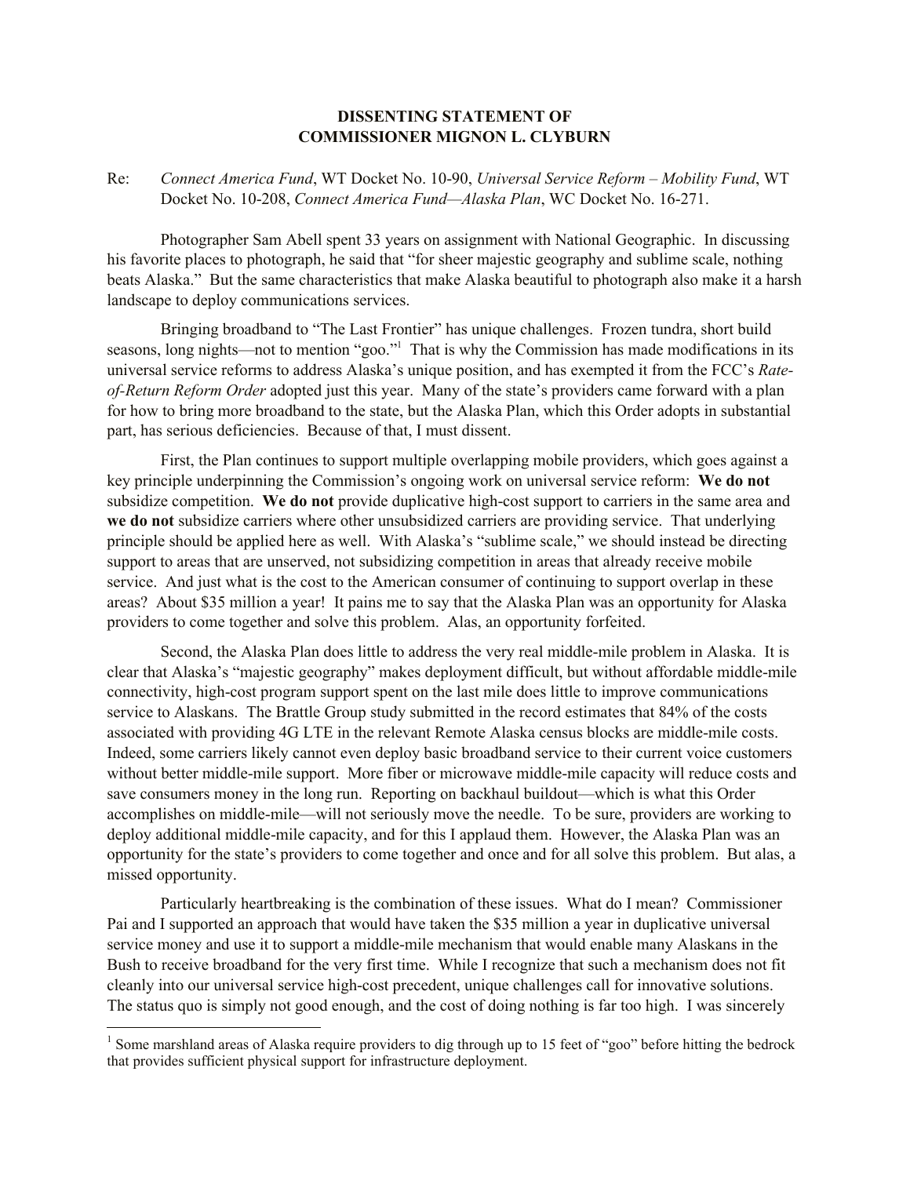**DISSENTING STATEMENT OF**
**COMMISSIONER MIGNON L. CLYBURN**

Re: *Connect America Fund*, WT Docket No. 10-90, *Universal Service Reform – Mobility Fund*, WT Docket No. 10-208, *Connect America Fund—Alaska Plan*, WC Docket No. 16-271.

Photographer Sam Abell spent 33 years on assignment with National Geographic. In discussing his favorite places to photograph, he said that "for sheer majestic geography and sublime scale, nothing beats Alaska." But the same characteristics that make Alaska beautiful to photograph also make it a harsh landscape to deploy communications services.

Bringing broadband to "The Last Frontier" has unique challenges. Frozen tundra, short build seasons, long nights—not to mention "goo."[1] That is why the Commission has made modifications in its universal service reforms to address Alaska's unique position, and has exempted it from the FCC's *Rate-of-Return Reform Order* adopted just this year. Many of the state's providers came forward with a plan for how to bring more broadband to the state, but the Alaska Plan, which this Order adopts in substantial part, has serious deficiencies. Because of that, I must dissent.

First, the Plan continues to support multiple overlapping mobile providers, which goes against a key principle underpinning the Commission's ongoing work on universal service reform: **We do not** subsidize competition. **We do not** provide duplicative high-cost support to carriers in the same area and **we do not** subsidize carriers where other unsubsidized carriers are providing service. That underlying principle should be applied here as well. With Alaska's "sublime scale," we should instead be directing support to areas that are unserved, not subsidizing competition in areas that already receive mobile service. And just what is the cost to the American consumer of continuing to support overlap in these areas? About $35 million a year! It pains me to say that the Alaska Plan was an opportunity for Alaska providers to come together and solve this problem. Alas, an opportunity forfeited.

Second, the Alaska Plan does little to address the very real middle-mile problem in Alaska. It is clear that Alaska's "majestic geography" makes deployment difficult, but without affordable middle-mile connectivity, high-cost program support spent on the last mile does little to improve communications service to Alaskans. The Brattle Group study submitted in the record estimates that 84% of the costs associated with providing 4G LTE in the relevant Remote Alaska census blocks are middle-mile costs. Indeed, some carriers likely cannot even deploy basic broadband service to their current voice customers without better middle-mile support. More fiber or microwave middle-mile capacity will reduce costs and save consumers money in the long run. Reporting on backhaul buildout—which is what this Order accomplishes on middle-mile—will not seriously move the needle. To be sure, providers are working to deploy additional middle-mile capacity, and for this I applaud them. However, the Alaska Plan was an opportunity for the state's providers to come together and once and for all solve this problem. But alas, a missed opportunity.

Particularly heartbreaking is the combination of these issues. What do I mean? Commissioner Pai and I supported an approach that would have taken the $35 million a year in duplicative universal service money and use it to support a middle-mile mechanism that would enable many Alaskans in the Bush to receive broadband for the very first time. While I recognize that such a mechanism does not fit cleanly into our universal service high-cost precedent, unique challenges call for innovative solutions. The status quo is simply not good enough, and the cost of doing nothing is far too high. I was sincerely

[1] Some marshland areas of Alaska require providers to dig through up to 15 feet of "goo" before hitting the bedrock that provides sufficient physical support for infrastructure deployment.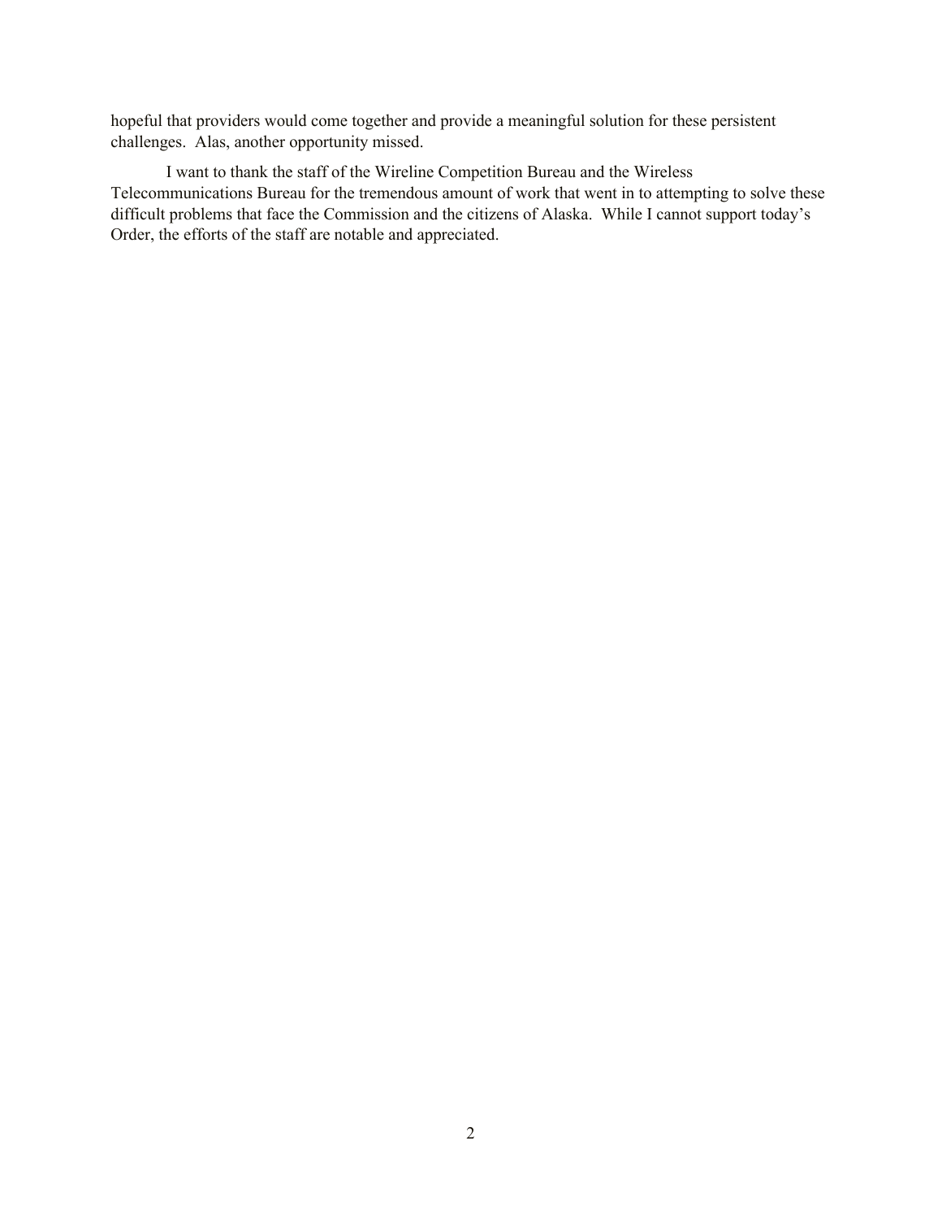hopeful that providers would come together and provide a meaningful solution for these persistent challenges. Alas, another opportunity missed.

I want to thank the staff of the Wireline Competition Bureau and the Wireless Telecommunications Bureau for the tremendous amount of work that went in to attempting to solve these difficult problems that face the Commission and the citizens of Alaska. While I cannot support today's Order, the efforts of the staff are notable and appreciated.